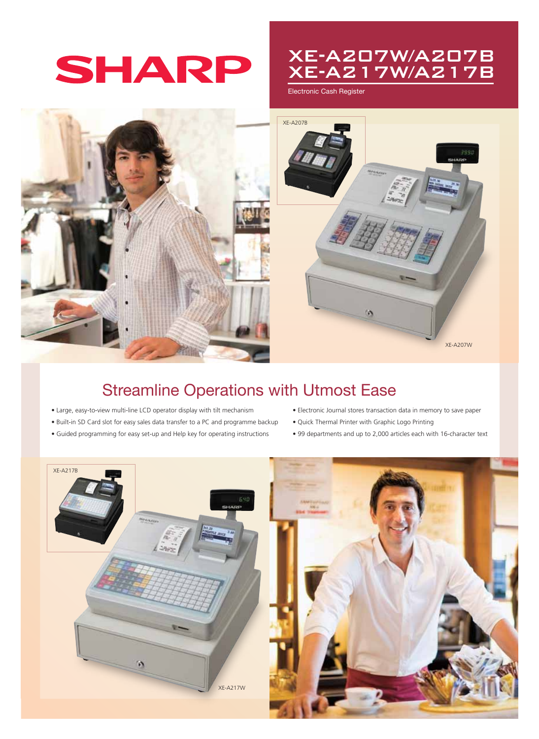SHARP

# XE-A207W/A207B
# XE-A217W/A217B

Electronic Cash Register

XE-A207B

XE-A207W

## Streamline Operations with Utmost Ease

- Large, easy-to-view multi-line LCD operator display with tilt mechanism
- Built-in SD Card slot for easy sales data transfer to a PC and programme backup
- Guided programming for easy set-up and Help key for operating instructions
- Electronic Journal stores transaction data in memory to save paper
- Quick Thermal Printer with Graphic Logo Printing
- 99 departments and up to 2,000 articles each with 16-character text

XE-A217B

XE-A217W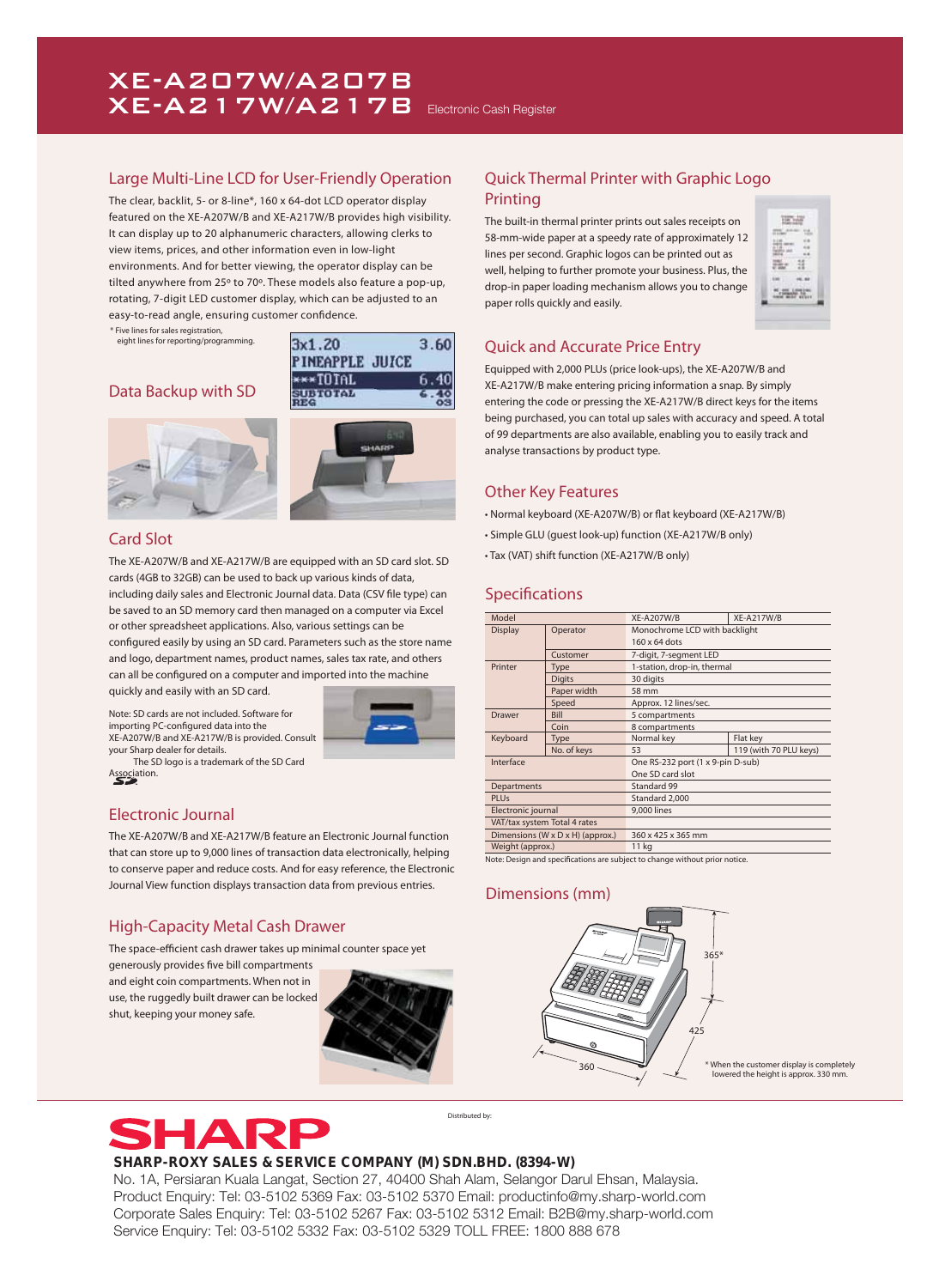# XE-A207W/A207B
# XE-A217W/A217B Electronic Cash Register

## Large Multi-Line LCD for User-Friendly Operation

The clear, backlit, 5- or 8-line*, 160 x 64-dot LCD operator display featured on the XE-A207W/B and XE-A217W/B provides high visibility. It can display up to 20 alphanumeric characters, allowing clerks to view items, prices, and other information even in low-light environments. And for better viewing, the operator display can be tilted anywhere from 25º to 70º. These models also feature a pop-up, rotating, 7-digit LED customer display, which can be adjusted to an easy-to-read angle, ensuring customer confidence.

* Five lines for sales registration, eight lines for reporting/programming.

3x1.20 3.60
PINEAPPLE JUICE
***TOTAL 6.40
SUBTOTAL 6.40
REG 03

## Data Backup with SD

## Card Slot

The XE-A207W/B and XE-A217W/B are equipped with an SD card slot. SD cards (4GB to 32GB) can be used to back up various kinds of data, including daily sales and Electronic Journal data. Data (CSV file type) can be saved to an SD memory card then managed on a computer via Excel or other spreadsheet applications. Also, various settings can be configured easily by using an SD card. Parameters such as the store name and logo, department names, product names, sales tax rate, and others can all be configured on a computer and imported into the machine quickly and easily with an SD card.

Note: SD cards are not included. Software for importing PC-configured data into the XE-A207W/B and XE-A217W/B is provided. Consult your Sharp dealer for details.

The SD logo is a trademark of the SD Card Association.

## Electronic Journal

The XE-A207W/B and XE-A217W/B feature an Electronic Journal function that can store up to 9,000 lines of transaction data electronically, helping to conserve paper and reduce costs. And for easy reference, the Electronic Journal View function displays transaction data from previous entries.

## High-Capacity Metal Cash Drawer

The space-efficient cash drawer takes up minimal counter space yet generously provides five bill compartments and eight coin compartments. When not in use, the ruggedly built drawer can be locked shut, keeping your money safe.

## Quick Thermal Printer with Graphic Logo Printing

The built-in thermal printer prints out sales receipts on 58-mm-wide paper at a speedy rate of approximately 12 lines per second. Graphic logos can be printed out as well, helping to further promote your business. Plus, the drop-in paper loading mechanism allows you to change paper rolls quickly and easily.

## Quick and Accurate Price Entry

Equipped with 2,000 PLUs (price look-ups), the XE-A207W/B and XE-A217W/B make entering pricing information a snap. By simply entering the code or pressing the XE-A217W/B direct keys for the items being purchased, you can total up sales with accuracy and speed. A total of 99 departments are also available, enabling you to easily track and analyse transactions by product type.

## Other Key Features

- Normal keyboard (XE-A207W/B) or flat keyboard (XE-A217W/B)
- Simple GLU (guest look-up) function (XE-A217W/B only)
- Tax (VAT) shift function (XE-A217W/B only)

## Specifications

| Model | | XE-A207W/B | XE-A217W/B |
|---|---|---|---|
| Display | Operator | Monochrome LCD with backlight 160 x 64 dots | |
| | Customer | 7-digit, 7-segment LED | |
| Printer | Type | 1-station, drop-in, thermal | |
| | Digits | 30 digits | |
| | Paper width | 58 mm | |
| | Speed | Approx. 12 lines/sec. | |
| Drawer | Bill | 5 compartments | |
| | Coin | 8 compartments | |
| Keyboard | Type | Normal key | Flat key |
| | No. of keys | 53 | 119 (with 70 PLU keys) |
| Interface | | One RS-232 port (1 x 9-pin D-sub) One SD card slot | |
| Departments | | Standard 99 | |
| PLUs | | Standard 2,000 | |
| Electronic journal | | 9,000 lines | |
| VAT/tax system Total 4 rates | | | |
| Dimensions (W x D x H) (approx.) | | 360 x 425 x 365 mm | |
| Weight (approx.) | | 11 kg | |

Note: Design and specifications are subject to change without prior notice.

## Dimensions (mm)

365*
425
360

* When the customer display is completely lowered the height is approx. 330 mm.

Distributed by:

SHARP

**SHARP-ROXY SALES & SERVICE COMPANY (M) SDN.BHD. (8394-W)**

No. 1A, Persiaran Kuala Langat, Section 27, 40400 Shah Alam, Selangor Darul Ehsan, Malaysia.
Product Enquiry: Tel: 03-5102 5369 Fax: 03-5102 5370 Email: productinfo@my.sharp-world.com
Corporate Sales Enquiry: Tel: 03-5102 5267 Fax: 03-5102 5312 Email: B2B@my.sharp-world.com
Service Enquiry: Tel: 03-5102 5332 Fax: 03-5102 5329 TOLL FREE: 1800 888 678